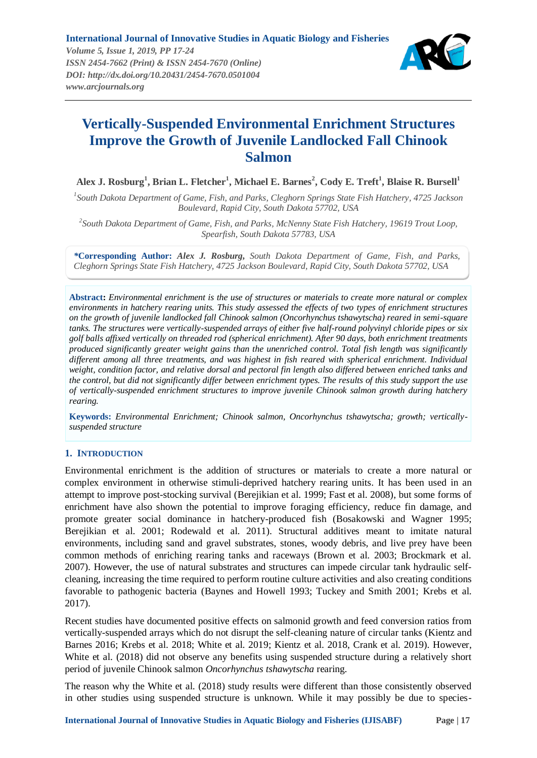# Vertically-Suspended Environmental Enrichment Structures Improve the Growth of Juvenile Landlocked Fall Chinook Salmon

**Alex J. Rosburg[1], Brian L. Fletcher[1], Michael E. Barnes[2], Cody E. Treft[1], Blaise R. Bursell[1]**

*[1]South Dakota Department of Game, Fish, and Parks, Cleghorn Springs State Fish Hatchery, 4725 Jackson Boulevard, Rapid City, South Dakota 57702, USA*

*[2]South Dakota Department of Game, Fish, and Parks, McNenny State Fish Hatchery, 19619 Trout Loop, Spearfish, South Dakota 57783, USA*

**\*Corresponding Author:** ***Alex J. Rosburg,*** *South Dakota Department of Game, Fish, and Parks, Cleghorn Springs State Fish Hatchery, 4725 Jackson Boulevard, Rapid City, South Dakota 57702, USA*

**Abstract:** *Environmental enrichment is the use of structures or materials to create more natural or complex environments in hatchery rearing units. This study assessed the effects of two types of enrichment structures on the growth of juvenile landlocked fall Chinook salmon (Oncorhynchus tshawytscha) reared in semi-square tanks. The structures were vertically-suspended arrays of either five half-round polyvinyl chloride pipes or six golf balls affixed vertically on threaded rod (spherical enrichment). After 90 days, both enrichment treatments produced significantly greater weight gains than the unenriched control. Total fish length was significantly different among all three treatments, and was highest in fish reared with spherical enrichment. Individual weight, condition factor, and relative dorsal and pectoral fin length also differed between enriched tanks and the control, but did not significantly differ between enrichment types. The results of this study support the use of vertically-suspended enrichment structures to improve juvenile Chinook salmon growth during hatchery rearing.*

**Keywords:** *Environmental Enrichment; Chinook salmon, Oncorhynchus tshawytscha; growth; vertically-suspended structure*

## 1. Introduction

Environmental enrichment is the addition of structures or materials to create a more natural or complex environment in otherwise stimuli-deprived hatchery rearing units. It has been used in an attempt to improve post-stocking survival (Berejikian et al. 1999; Fast et al. 2008), but some forms of enrichment have also shown the potential to improve foraging efficiency, reduce fin damage, and promote greater social dominance in hatchery-produced fish (Bosakowski and Wagner 1995; Berejikian et al. 2001; Rodewald et al. 2011). Structural additives meant to imitate natural environments, including sand and gravel substrates, stones, woody debris, and live prey have been common methods of enriching rearing tanks and raceways (Brown et al. 2003; Brockmark et al. 2007). However, the use of natural substrates and structures can impede circular tank hydraulic self-cleaning, increasing the time required to perform routine culture activities and also creating conditions favorable to pathogenic bacteria (Baynes and Howell 1993; Tuckey and Smith 2001; Krebs et al. 2017).

Recent studies have documented positive effects on salmonid growth and feed conversion ratios from vertically-suspended arrays which do not disrupt the self-cleaning nature of circular tanks (Kientz and Barnes 2016; Krebs et al. 2018; White et al. 2019; Kientz et al. 2018, Crank et al. 2019). However, White et al. (2018) did not observe any benefits using suspended structure during a relatively short period of juvenile Chinook salmon *Oncorhynchus tshawytscha* rearing.

The reason why the White et al. (2018) study results were different than those consistently observed in other studies using suspended structure is unknown. While it may possibly be due to species-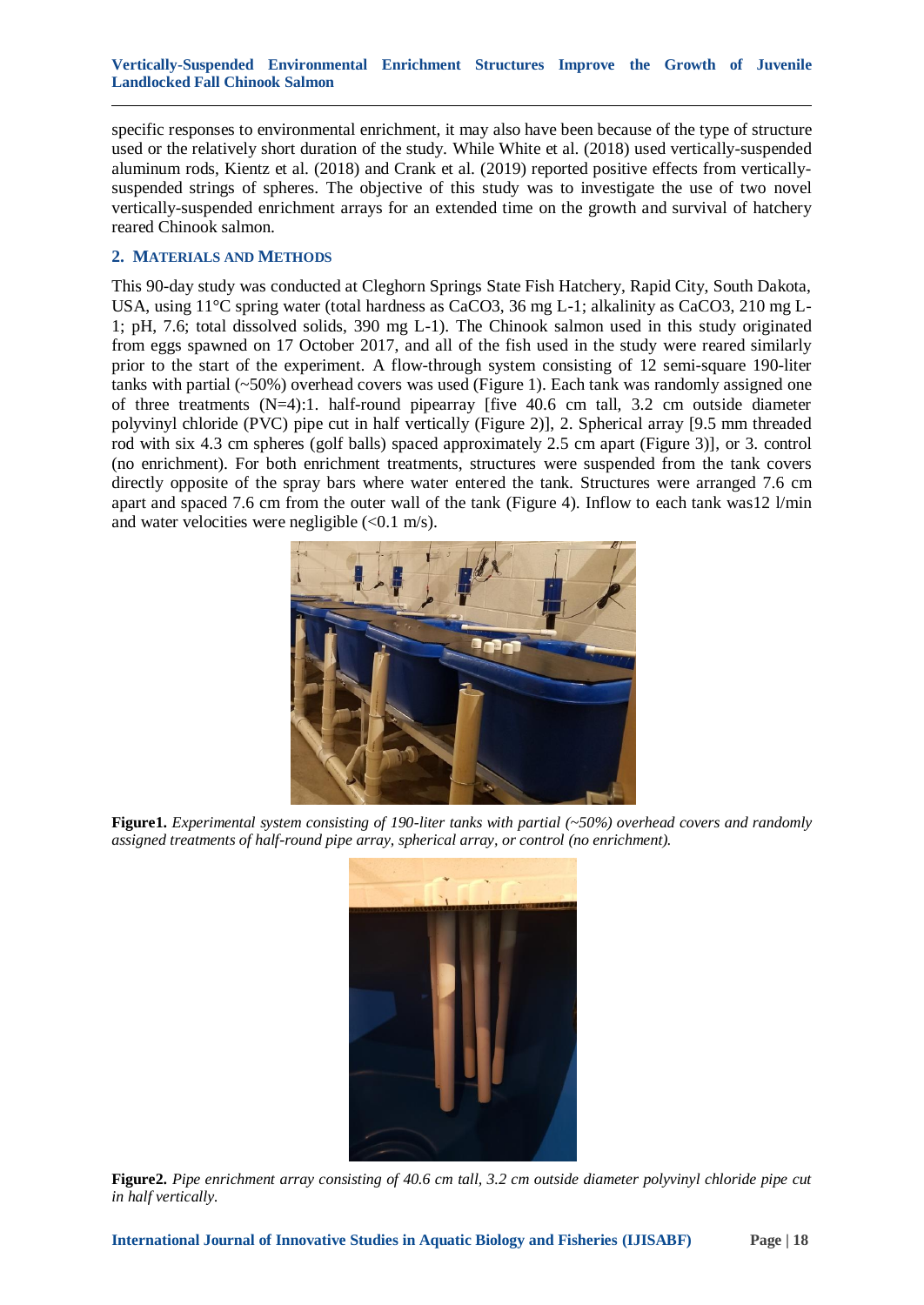specific responses to environmental enrichment, it may also have been because of the type of structure used or the relatively short duration of the study. While White et al. (2018) used vertically-suspended aluminum rods, Kientz et al. (2018) and Crank et al. (2019) reported positive effects from vertically-suspended strings of spheres. The objective of this study was to investigate the use of two novel vertically-suspended enrichment arrays for an extended time on the growth and survival of hatchery reared Chinook salmon.

## 2. MATERIALS AND METHODS

This 90-day study was conducted at Cleghorn Springs State Fish Hatchery, Rapid City, South Dakota, USA, using 11°C spring water (total hardness as $CaCO_3$, 36 mg L-1; alkalinity as $CaCO_3$, 210 mg L-1; pH, 7.6; total dissolved solids, 390 mg L-1). The Chinook salmon used in this study originated from eggs spawned on 17 October 2017, and all of the fish used in the study were reared similarly prior to the start of the experiment. A flow-through system consisting of 12 semi-square 190-liter tanks with partial (~50%) overhead covers was used (Figure 1). Each tank was randomly assigned one of three treatments (N=4):1. half-round pipearray [five 40.6 cm tall, 3.2 cm outside diameter polyvinyl chloride (PVC) pipe cut in half vertically (Figure 2)], 2. Spherical array [9.5 mm threaded rod with six 4.3 cm spheres (golf balls) spaced approximately 2.5 cm apart (Figure 3)], or 3. control (no enrichment). For both enrichment treatments, structures were suspended from the tank covers directly opposite of the spray bars where water entered the tank. Structures were arranged 7.6 cm apart and spaced 7.6 cm from the outer wall of the tank (Figure 4). Inflow to each tank was12 l/min and water velocities were negligible (<0.1 m/s).

**Figure1.** *Experimental system consisting of 190-liter tanks with partial (~50%) overhead covers and randomly assigned treatments of half-round pipe array, spherical array, or control (no enrichment).*

**Figure2.** *Pipe enrichment array consisting of 40.6 cm tall, 3.2 cm outside diameter polyvinyl chloride pipe cut in half vertically.*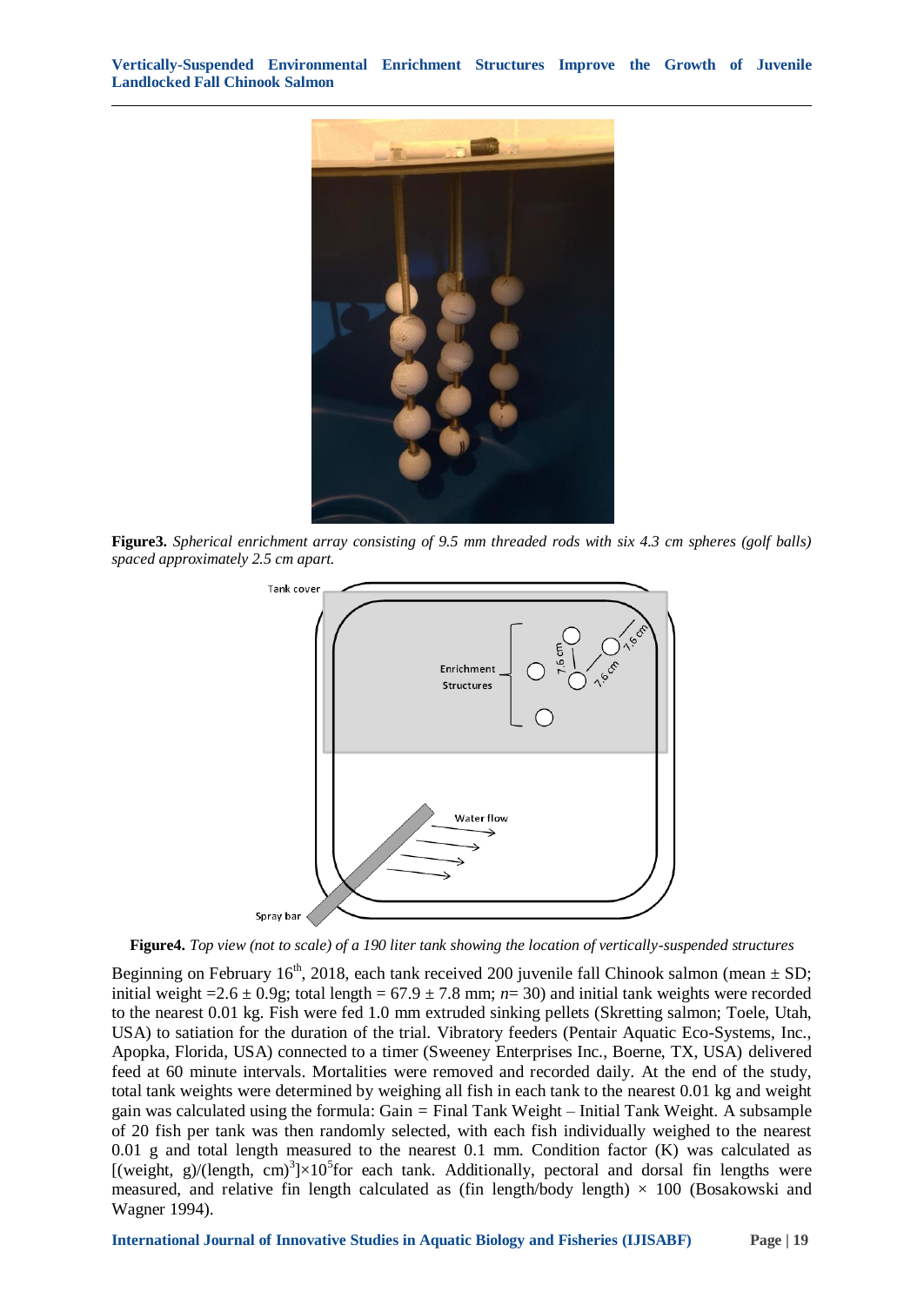**Figure3.** *Spherical enrichment array consisting of 9.5 mm threaded rods with six 4.3 cm spheres (golf balls) spaced approximately 2.5 cm apart.*

**Figure4.** *Top view (not to scale) of a 190 liter tank showing the location of vertically-suspended structures*

Beginning on February 16th, 2018, each tank received 200 juvenile fall Chinook salmon (mean ± SD; initial weight =2.6 ± 0.9g; total length = 67.9 ± 7.8 mm; *n*= 30) and initial tank weights were recorded to the nearest 0.01 kg. Fish were fed 1.0 mm extruded sinking pellets (Skretting salmon; Toele, Utah, USA) to satiation for the duration of the trial. Vibratory feeders (Pentair Aquatic Eco-Systems, Inc., Apopka, Florida, USA) connected to a timer (Sweeney Enterprises Inc., Boerne, TX, USA) delivered feed at 60 minute intervals. Mortalities were removed and recorded daily. At the end of the study, total tank weights were determined by weighing all fish in each tank to the nearest 0.01 kg and weight gain was calculated using the formula: Gain = Final Tank Weight – Initial Tank Weight. A subsample of 20 fish per tank was then randomly selected, with each fish individually weighed to the nearest 0.01 g and total length measured to the nearest 0.1 mm. Condition factor (K) was calculated as $[(\text{weight, g})/(\text{length, cm})^3]\times 10^5$ for each tank. Additionally, pectoral and dorsal fin lengths were measured, and relative fin length calculated as (fin length/body length) × 100 (Bosakowski and Wagner 1994).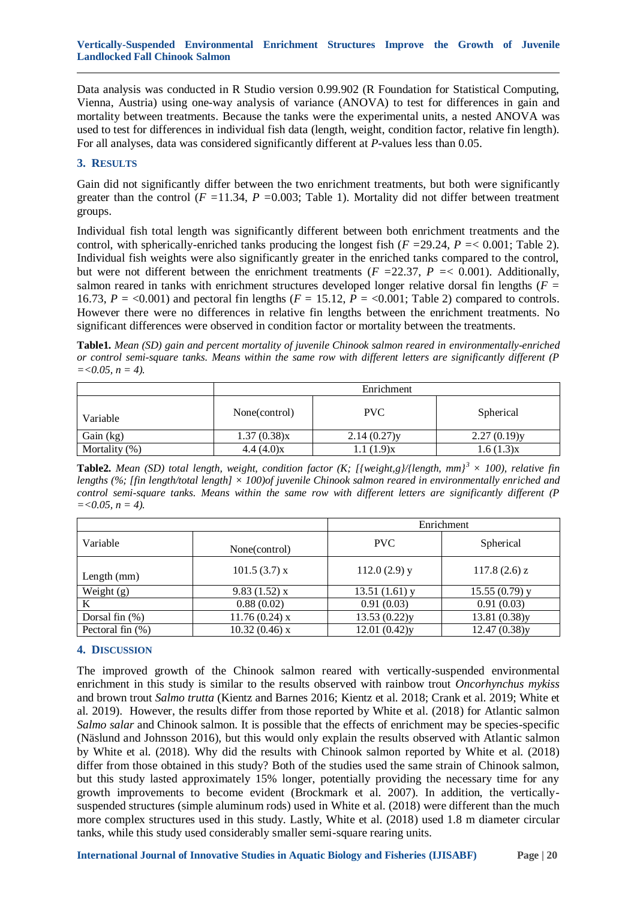Data analysis was conducted in R Studio version 0.99.902 (R Foundation for Statistical Computing, Vienna, Austria) using one-way analysis of variance (ANOVA) to test for differences in gain and mortality between treatments. Because the tanks were the experimental units, a nested ANOVA was used to test for differences in individual fish data (length, weight, condition factor, relative fin length). For all analyses, data was considered significantly different at *P*-values less than 0.05.

## 3. Results

Gain did not significantly differ between the two enrichment treatments, but both were significantly greater than the control ($F$ =11.34, $P$ =0.003; Table 1). Mortality did not differ between treatment groups.

Individual fish total length was significantly different between both enrichment treatments and the control, with spherically-enriched tanks producing the longest fish ($F$ =29.24, $P$ =< 0.001; Table 2). Individual fish weights were also significantly greater in the enriched tanks compared to the control, but were not different between the enrichment treatments ($F$ =22.37, $P$ =< 0.001). Additionally, salmon reared in tanks with enrichment structures developed longer relative dorsal fin lengths ($F$ = 16.73, $P$ = <0.001) and pectoral fin lengths ($F$ = 15.12, $P$ = <0.001; Table 2) compared to controls. However there were no differences in relative fin lengths between the enrichment treatments. No significant differences were observed in condition factor or mortality between the treatments.

**Table1.** *Mean (SD) gain and percent mortality of juvenile Chinook salmon reared in environmentally-enriched or control semi-square tanks. Means within the same row with different letters are significantly different (P =<0.05, n = 4).*

| | Enrichment | | |
|---|---|---|---|
| Variable | None(control) | PVC | Spherical |
| Gain (kg) | 1.37 (0.38)x | 2.14 (0.27)y | 2.27 (0.19)y |
| Mortality (%) | 4.4 (4.0)x | 1.1 (1.9)x | 1.6 (1.3)x |

**Table2.** *Mean (SD) total length, weight, condition factor (K; [{weight,g}/{length, mm}$^3$ × 100), relative fin lengths (%; [fin length/total length] × 100)of juvenile Chinook salmon reared in environmentally enriched and control semi-square tanks. Means within the same row with different letters are significantly different (P =<0.05, n = 4).*

| | | Enrichment | |
|---|---|---|---|
| Variable | None(control) | PVC | Spherical |
| Length (mm) | 101.5 (3.7) x | 112.0 (2.9) y | 117.8 (2.6) z |
| Weight (g) | 9.83 (1.52) x | 13.51 (1.61) y | 15.55 (0.79) y |
| K | 0.88 (0.02) | 0.91 (0.03) | 0.91 (0.03) |
| Dorsal fin (%) | 11.76 (0.24) x | 13.53 (0.22)y | 13.81 (0.38)y |
| Pectoral fin (%) | 10.32 (0.46) x | 12.01 (0.42)y | 12.47 (0.38)y |

## 4. Discussion

The improved growth of the Chinook salmon reared with vertically-suspended environmental enrichment in this study is similar to the results observed with rainbow trout *Oncorhynchus mykiss* and brown trout *Salmo trutta* (Kientz and Barnes 2016; Kientz et al. 2018; Crank et al. 2019; White et al. 2019). However, the results differ from those reported by White et al. (2018) for Atlantic salmon *Salmo salar* and Chinook salmon. It is possible that the effects of enrichment may be species-specific (Näslund and Johnsson 2016), but this would only explain the results observed with Atlantic salmon by White et al. (2018). Why did the results with Chinook salmon reported by White et al. (2018) differ from those obtained in this study? Both of the studies used the same strain of Chinook salmon, but this study lasted approximately 15% longer, potentially providing the necessary time for any growth improvements to become evident (Brockmark et al. 2007). In addition, the vertically-suspended structures (simple aluminum rods) used in White et al. (2018) were different than the much more complex structures used in this study. Lastly, White et al. (2018) used 1.8 m diameter circular tanks, while this study used considerably smaller semi-square rearing units.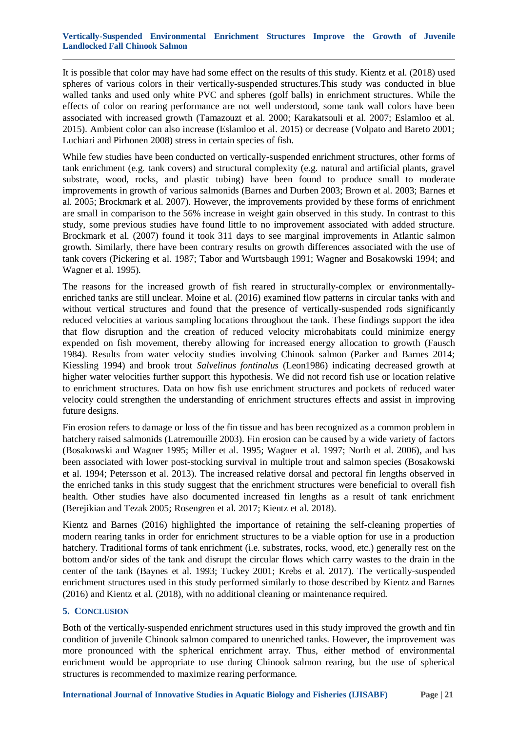It is possible that color may have had some effect on the results of this study. Kientz et al. (2018) used spheres of various colors in their vertically-suspended structures.This study was conducted in blue walled tanks and used only white PVC and spheres (golf balls) in enrichment structures. While the effects of color on rearing performance are not well understood, some tank wall colors have been associated with increased growth (Tamazouzt et al. 2000; Karakatsouli et al. 2007; Eslamloo et al. 2015). Ambient color can also increase (Eslamloo et al. 2015) or decrease (Volpato and Bareto 2001; Luchiari and Pirhonen 2008) stress in certain species of fish.

While few studies have been conducted on vertically-suspended enrichment structures, other forms of tank enrichment (e.g. tank covers) and structural complexity (e.g. natural and artificial plants, gravel substrate, wood, rocks, and plastic tubing) have been found to produce small to moderate improvements in growth of various salmonids (Barnes and Durben 2003; Brown et al. 2003; Barnes et al. 2005; Brockmark et al. 2007). However, the improvements provided by these forms of enrichment are small in comparison to the 56% increase in weight gain observed in this study. In contrast to this study, some previous studies have found little to no improvement associated with added structure. Brockmark et al. (2007) found it took 311 days to see marginal improvements in Atlantic salmon growth. Similarly, there have been contrary results on growth differences associated with the use of tank covers (Pickering et al. 1987; Tabor and Wurtsbaugh 1991; Wagner and Bosakowski 1994; and Wagner et al. 1995).

The reasons for the increased growth of fish reared in structurally-complex or environmentally-enriched tanks are still unclear. Moine et al. (2016) examined flow patterns in circular tanks with and without vertical structures and found that the presence of vertically-suspended rods significantly reduced velocities at various sampling locations throughout the tank. These findings support the idea that flow disruption and the creation of reduced velocity microhabitats could minimize energy expended on fish movement, thereby allowing for increased energy allocation to growth (Fausch 1984). Results from water velocity studies involving Chinook salmon (Parker and Barnes 2014; Kiessling 1994) and brook trout *Salvelinus fontinalus* (Leon1986) indicating decreased growth at higher water velocities further support this hypothesis. We did not record fish use or location relative to enrichment structures. Data on how fish use enrichment structures and pockets of reduced water velocity could strengthen the understanding of enrichment structures effects and assist in improving future designs.

Fin erosion refers to damage or loss of the fin tissue and has been recognized as a common problem in hatchery raised salmonids (Latremouille 2003). Fin erosion can be caused by a wide variety of factors (Bosakowski and Wagner 1995; Miller et al. 1995; Wagner et al. 1997; North et al. 2006), and has been associated with lower post-stocking survival in multiple trout and salmon species (Bosakowski et al. 1994; Petersson et al. 2013). The increased relative dorsal and pectoral fin lengths observed in the enriched tanks in this study suggest that the enrichment structures were beneficial to overall fish health. Other studies have also documented increased fin lengths as a result of tank enrichment (Berejikian and Tezak 2005; Rosengren et al. 2017; Kientz et al. 2018).

Kientz and Barnes (2016) highlighted the importance of retaining the self-cleaning properties of modern rearing tanks in order for enrichment structures to be a viable option for use in a production hatchery. Traditional forms of tank enrichment (i.e. substrates, rocks, wood, etc.) generally rest on the bottom and/or sides of the tank and disrupt the circular flows which carry wastes to the drain in the center of the tank (Baynes et al. 1993; Tuckey 2001; Krebs et al. 2017). The vertically-suspended enrichment structures used in this study performed similarly to those described by Kientz and Barnes (2016) and Kientz et al. (2018), with no additional cleaning or maintenance required.

## 5. CONCLUSION

Both of the vertically-suspended enrichment structures used in this study improved the growth and fin condition of juvenile Chinook salmon compared to unenriched tanks. However, the improvement was more pronounced with the spherical enrichment array. Thus, either method of environmental enrichment would be appropriate to use during Chinook salmon rearing, but the use of spherical structures is recommended to maximize rearing performance.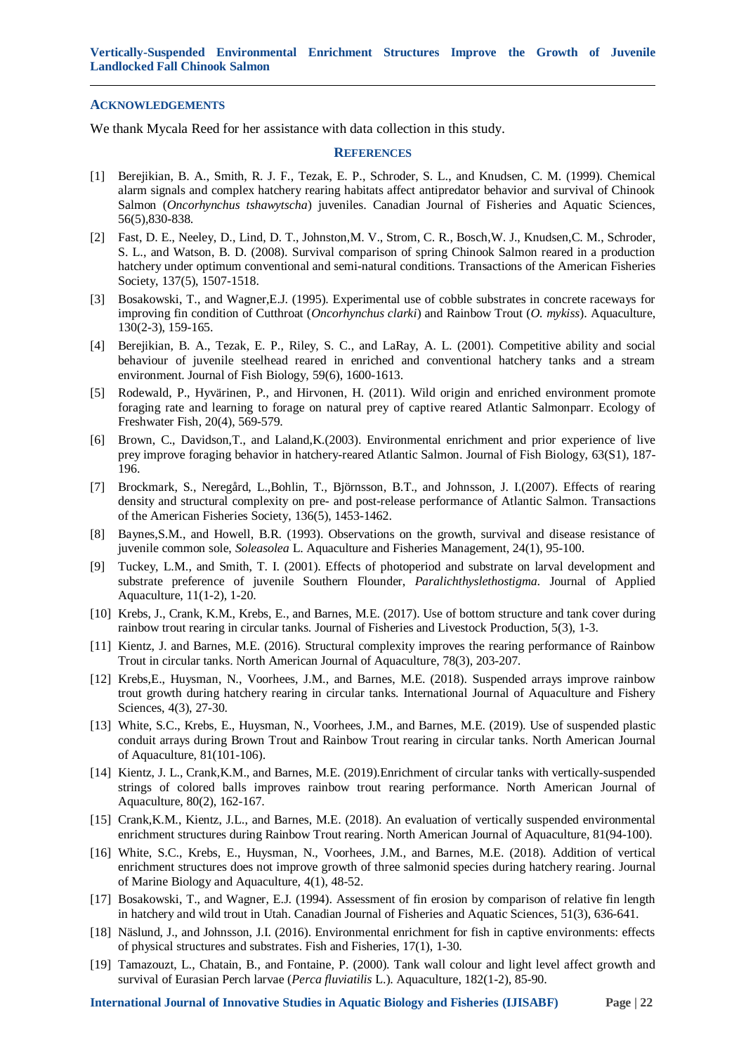## ACKNOWLEDGEMENTS

We thank Mycala Reed for her assistance with data collection in this study.

## REFERENCES

[1] Berejikian, B. A., Smith, R. J. F., Tezak, E. P., Schroder, S. L., and Knudsen, C. M. (1999). Chemical alarm signals and complex hatchery rearing habitats affect antipredator behavior and survival of Chinook Salmon (*Oncorhynchus tshawytscha*) juveniles. Canadian Journal of Fisheries and Aquatic Sciences, 56(5),830-838.

[2] Fast, D. E., Neeley, D., Lind, D. T., Johnston,M. V., Strom, C. R., Bosch,W. J., Knudsen,C. M., Schroder, S. L., and Watson, B. D. (2008). Survival comparison of spring Chinook Salmon reared in a production hatchery under optimum conventional and semi-natural conditions. Transactions of the American Fisheries Society, 137(5), 1507-1518.

[3] Bosakowski, T., and Wagner,E.J. (1995). Experimental use of cobble substrates in concrete raceways for improving fin condition of Cutthroat (*Oncorhynchus clarki*) and Rainbow Trout (*O. mykiss*). Aquaculture, 130(2-3), 159-165.

[4] Berejikian, B. A., Tezak, E. P., Riley, S. C., and LaRay, A. L. (2001). Competitive ability and social behaviour of juvenile steelhead reared in enriched and conventional hatchery tanks and a stream environment. Journal of Fish Biology, 59(6), 1600-1613.

[5] Rodewald, P., Hyvärinen, P., and Hirvonen, H. (2011). Wild origin and enriched environment promote foraging rate and learning to forage on natural prey of captive reared Atlantic Salmonparr. Ecology of Freshwater Fish, 20(4), 569-579.

[6] Brown, C., Davidson,T., and Laland,K.(2003). Environmental enrichment and prior experience of live prey improve foraging behavior in hatchery-reared Atlantic Salmon. Journal of Fish Biology, 63(S1), 187-196.

[7] Brockmark, S., Neregård, L.,Bohlin, T., Björnsson, B.T., and Johnsson, J. I.(2007). Effects of rearing density and structural complexity on pre- and post-release performance of Atlantic Salmon. Transactions of the American Fisheries Society, 136(5), 1453-1462.

[8] Baynes,S.M., and Howell, B.R. (1993). Observations on the growth, survival and disease resistance of juvenile common sole, *Soleasolea* L. Aquaculture and Fisheries Management, 24(1), 95-100.

[9] Tuckey, L.M., and Smith, T. I. (2001). Effects of photoperiod and substrate on larval development and substrate preference of juvenile Southern Flounder, *Paralichthyslethostigma*. Journal of Applied Aquaculture, 11(1-2), 1-20.

[10] Krebs, J., Crank, K.M., Krebs, E., and Barnes, M.E. (2017). Use of bottom structure and tank cover during rainbow trout rearing in circular tanks. Journal of Fisheries and Livestock Production, 5(3), 1-3.

[11] Kientz, J. and Barnes, M.E. (2016). Structural complexity improves the rearing performance of Rainbow Trout in circular tanks. North American Journal of Aquaculture, 78(3), 203-207.

[12] Krebs,E., Huysman, N., Voorhees, J.M., and Barnes, M.E. (2018). Suspended arrays improve rainbow trout growth during hatchery rearing in circular tanks. International Journal of Aquaculture and Fishery Sciences, 4(3), 27-30.

[13] White, S.C., Krebs, E., Huysman, N., Voorhees, J.M., and Barnes, M.E. (2019). Use of suspended plastic conduit arrays during Brown Trout and Rainbow Trout rearing in circular tanks. North American Journal of Aquaculture, 81(101-106).

[14] Kientz, J. L., Crank,K.M., and Barnes, M.E. (2019).Enrichment of circular tanks with vertically-suspended strings of colored balls improves rainbow trout rearing performance. North American Journal of Aquaculture, 80(2), 162-167.

[15] Crank,K.M., Kientz, J.L., and Barnes, M.E. (2018). An evaluation of vertically suspended environmental enrichment structures during Rainbow Trout rearing. North American Journal of Aquaculture, 81(94-100).

[16] White, S.C., Krebs, E., Huysman, N., Voorhees, J.M., and Barnes, M.E. (2018). Addition of vertical enrichment structures does not improve growth of three salmonid species during hatchery rearing. Journal of Marine Biology and Aquaculture, 4(1), 48-52.

[17] Bosakowski, T., and Wagner, E.J. (1994). Assessment of fin erosion by comparison of relative fin length in hatchery and wild trout in Utah. Canadian Journal of Fisheries and Aquatic Sciences, 51(3), 636-641.

[18] Näslund, J., and Johnsson, J.I. (2016). Environmental enrichment for fish in captive environments: effects of physical structures and substrates. Fish and Fisheries, 17(1), 1-30.

[19] Tamazouzt, L., Chatain, B., and Fontaine, P. (2000). Tank wall colour and light level affect growth and survival of Eurasian Perch larvae (*Perca fluviatilis* L.). Aquaculture, 182(1-2), 85-90.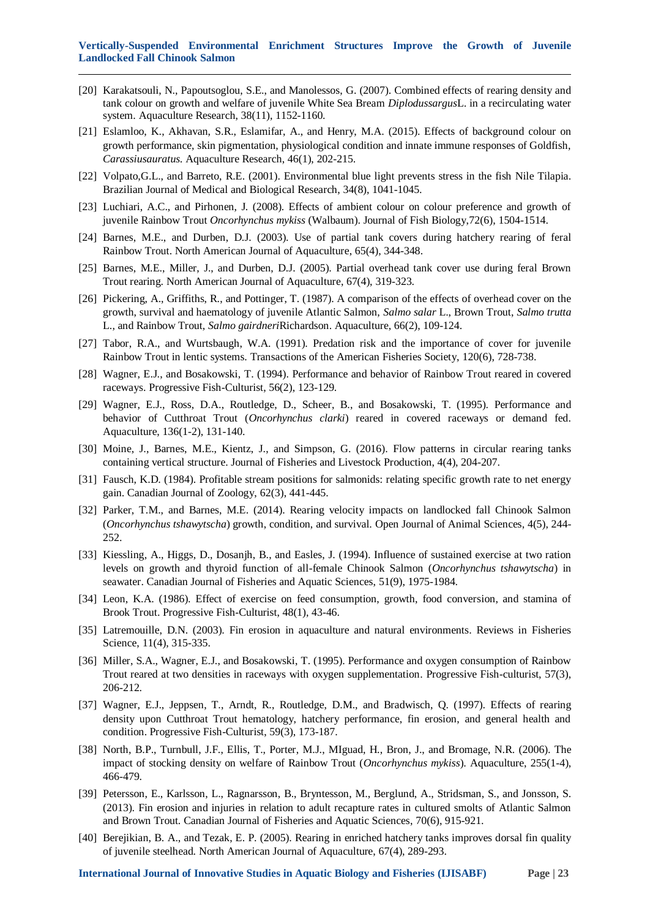[20] Karakatsouli, N., Papoutsoglou, S.E., and Manolessos, G. (2007). Combined effects of rearing density and tank colour on growth and welfare of juvenile White Sea Bream *Diplodussargus*L. in a recirculating water system. Aquaculture Research, 38(11), 1152-1160.

[21] Eslamloo, K., Akhavan, S.R., Eslamifar, A., and Henry, M.A. (2015). Effects of background colour on growth performance, skin pigmentation, physiological condition and innate immune responses of Goldfish, *Carassiusauratus.* Aquaculture Research, 46(1), 202-215.

[22] Volpato,G.L., and Barreto, R.E. (2001). Environmental blue light prevents stress in the fish Nile Tilapia. Brazilian Journal of Medical and Biological Research, 34(8), 1041-1045.

[23] Luchiari, A.C., and Pirhonen, J. (2008). Effects of ambient colour on colour preference and growth of juvenile Rainbow Trout *Oncorhynchus mykiss* (Walbaum). Journal of Fish Biology,72(6), 1504-1514.

[24] Barnes, M.E., and Durben, D.J. (2003). Use of partial tank covers during hatchery rearing of feral Rainbow Trout. North American Journal of Aquaculture, 65(4), 344-348.

[25] Barnes, M.E., Miller, J., and Durben, D.J. (2005). Partial overhead tank cover use during feral Brown Trout rearing. North American Journal of Aquaculture, 67(4), 319-323.

[26] Pickering, A., Griffiths, R., and Pottinger, T. (1987). A comparison of the effects of overhead cover on the growth, survival and haematology of juvenile Atlantic Salmon, *Salmo salar* L., Brown Trout, *Salmo trutta* L., and Rainbow Trout, *Salmo gairdneri*Richardson. Aquaculture, 66(2), 109-124.

[27] Tabor, R.A., and Wurtsbaugh, W.A. (1991). Predation risk and the importance of cover for juvenile Rainbow Trout in lentic systems. Transactions of the American Fisheries Society, 120(6), 728-738.

[28] Wagner, E.J., and Bosakowski, T. (1994). Performance and behavior of Rainbow Trout reared in covered raceways. Progressive Fish-Culturist, 56(2), 123-129.

[29] Wagner, E.J., Ross, D.A., Routledge, D., Scheer, B., and Bosakowski, T. (1995). Performance and behavior of Cutthroat Trout (*Oncorhynchus clarki*) reared in covered raceways or demand fed. Aquaculture, 136(1-2), 131-140.

[30] Moine, J., Barnes, M.E., Kientz, J., and Simpson, G. (2016). Flow patterns in circular rearing tanks containing vertical structure. Journal of Fisheries and Livestock Production, 4(4), 204-207.

[31] Fausch, K.D. (1984). Profitable stream positions for salmonids: relating specific growth rate to net energy gain. Canadian Journal of Zoology, 62(3), 441-445.

[32] Parker, T.M., and Barnes, M.E. (2014). Rearing velocity impacts on landlocked fall Chinook Salmon (*Oncorhynchus tshawytscha*) growth, condition, and survival. Open Journal of Animal Sciences, 4(5), 244-252.

[33] Kiessling, A., Higgs, D., Dosanjh, B., and Easles, J. (1994). Influence of sustained exercise at two ration levels on growth and thyroid function of all-female Chinook Salmon (*Oncorhynchus tshawytscha*) in seawater. Canadian Journal of Fisheries and Aquatic Sciences, 51(9), 1975-1984.

[34] Leon, K.A. (1986). Effect of exercise on feed consumption, growth, food conversion, and stamina of Brook Trout. Progressive Fish-Culturist, 48(1), 43-46.

[35] Latremouille, D.N. (2003). Fin erosion in aquaculture and natural environments. Reviews in Fisheries Science, 11(4), 315-335.

[36] Miller, S.A., Wagner, E.J., and Bosakowski, T. (1995). Performance and oxygen consumption of Rainbow Trout reared at two densities in raceways with oxygen supplementation. Progressive Fish-culturist, 57(3), 206-212.

[37] Wagner, E.J., Jeppsen, T., Arndt, R., Routledge, D.M., and Bradwisch, Q. (1997). Effects of rearing density upon Cutthroat Trout hematology, hatchery performance, fin erosion, and general health and condition. Progressive Fish-Culturist, 59(3), 173-187.

[38] North, B.P., Turnbull, J.F., Ellis, T., Porter, M.J., MIguad, H., Bron, J., and Bromage, N.R. (2006). The impact of stocking density on welfare of Rainbow Trout (*Oncorhynchus mykiss*). Aquaculture, 255(1-4), 466-479.

[39] Petersson, E., Karlsson, L., Ragnarsson, B., Bryntesson, M., Berglund, A., Stridsman, S., and Jonsson, S. (2013). Fin erosion and injuries in relation to adult recapture rates in cultured smolts of Atlantic Salmon and Brown Trout. Canadian Journal of Fisheries and Aquatic Sciences, 70(6), 915-921.

[40] Berejikian, B. A., and Tezak, E. P. (2005). Rearing in enriched hatchery tanks improves dorsal fin quality of juvenile steelhead. North American Journal of Aquaculture, 67(4), 289-293.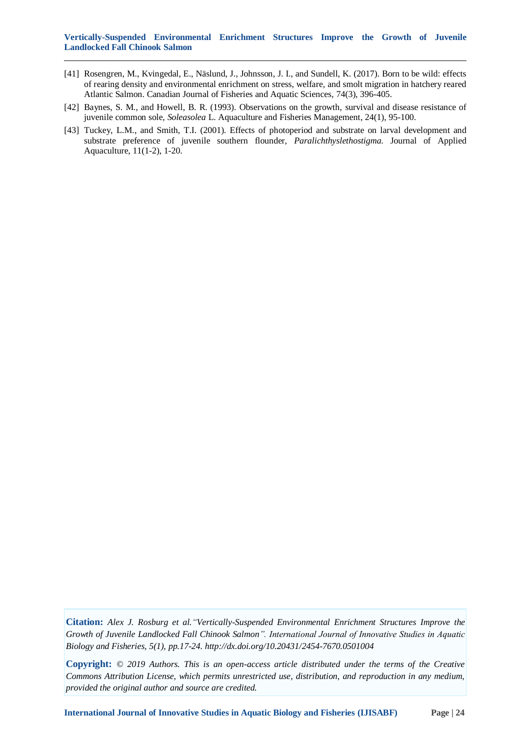[41] Rosengren, M., Kvingedal, E., Näslund, J., Johnsson, J. I., and Sundell, K. (2017). Born to be wild: effects of rearing density and environmental enrichment on stress, welfare, and smolt migration in hatchery reared Atlantic Salmon. Canadian Journal of Fisheries and Aquatic Sciences, 74(3), 396-405.

[42] Baynes, S. M., and Howell, B. R. (1993). Observations on the growth, survival and disease resistance of juvenile common sole, *Soleasolea* L. Aquaculture and Fisheries Management, 24(1), 95-100.

[43] Tuckey, L.M., and Smith, T.I. (2001). Effects of photoperiod and substrate on larval development and substrate preference of juvenile southern flounder, *Paralichthyslethostigma.* Journal of Applied Aquaculture, 11(1-2), 1-20.

**Citation:** *Alex J. Rosburg et al.“Vertically-Suspended Environmental Enrichment Structures Improve the Growth of Juvenile Landlocked Fall Chinook Salmon”. International Journal of Innovative Studies in Aquatic Biology and Fisheries, 5(1), pp.17-24. http://dx.doi.org/10.20431/2454-7670.0501004*

**Copyright:** *© 2019 Authors. This is an open-access article distributed under the terms of the Creative Commons Attribution License, which permits unrestricted use, distribution, and reproduction in any medium, provided the original author and source are credited.*